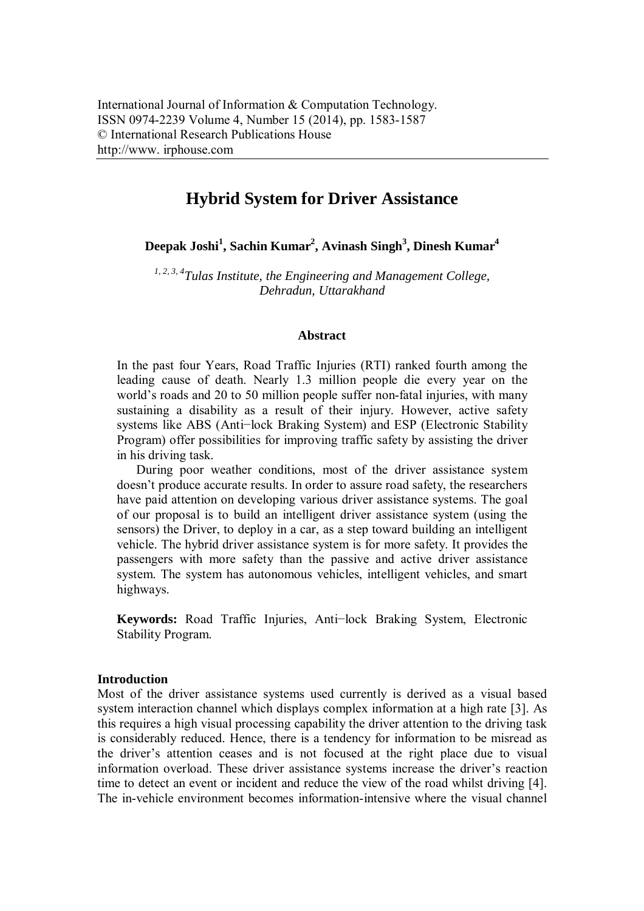International Journal of Information & Computation Technology.
ISSN 0974-2239 Volume 4, Number 15 (2014), pp. 1583-1587
© International Research Publications House
http://www. irphouse.com

# Hybrid System for Driver Assistance

**Deepak Joshi[1], Sachin Kumar[2], Avinash Singh[3], Dinesh Kumar[4]**

*[1, 2, 3, 4]Tulas Institute, the Engineering and Management College, Dehradun, Uttarakhand*

### Abstract

In the past four Years, Road Traffic Injuries (RTI) ranked fourth among the leading cause of death. Nearly 1.3 million people die every year on the world's roads and 20 to 50 million people suffer non-fatal injuries, with many sustaining a disability as a result of their injury. However, active safety systems like ABS (Anti−lock Braking System) and ESP (Electronic Stability Program) offer possibilities for improving traffic safety by assisting the driver in his driving task.

During poor weather conditions, most of the driver assistance system doesn't produce accurate results. In order to assure road safety, the researchers have paid attention on developing various driver assistance systems. The goal of our proposal is to build an intelligent driver assistance system (using the sensors) the Driver, to deploy in a car, as a step toward building an intelligent vehicle. The hybrid driver assistance system is for more safety. It provides the passengers with more safety than the passive and active driver assistance system. The system has autonomous vehicles, intelligent vehicles, and smart highways.

**Keywords:** Road Traffic Injuries, Anti−lock Braking System, Electronic Stability Program.

## Introduction

Most of the driver assistance systems used currently is derived as a visual based system interaction channel which displays complex information at a high rate [3]. As this requires a high visual processing capability the driver attention to the driving task is considerably reduced. Hence, there is a tendency for information to be misread as the driver's attention ceases and is not focused at the right place due to visual information overload. These driver assistance systems increase the driver's reaction time to detect an event or incident and reduce the view of the road whilst driving [4]. The in-vehicle environment becomes information-intensive where the visual channel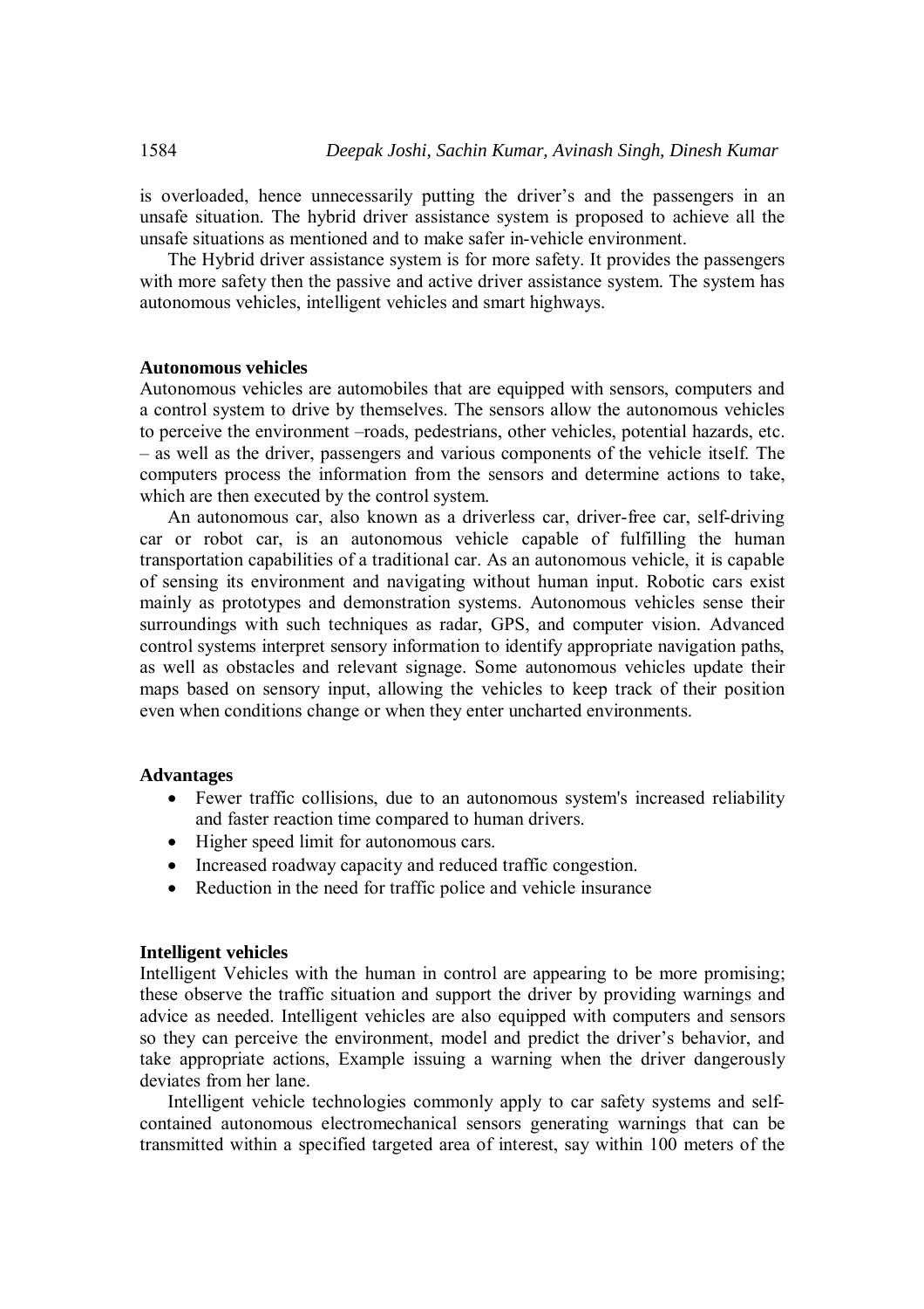is overloaded, hence unnecessarily putting the driver's and the passengers in an unsafe situation. The hybrid driver assistance system is proposed to achieve all the unsafe situations as mentioned and to make safer in-vehicle environment.

The Hybrid driver assistance system is for more safety. It provides the passengers with more safety then the passive and active driver assistance system. The system has autonomous vehicles, intelligent vehicles and smart highways.

**Autonomous vehicles**

Autonomous vehicles are automobiles that are equipped with sensors, computers and a control system to drive by themselves. The sensors allow the autonomous vehicles to perceive the environment –roads, pedestrians, other vehicles, potential hazards, etc. – as well as the driver, passengers and various components of the vehicle itself. The computers process the information from the sensors and determine actions to take, which are then executed by the control system.

An autonomous car, also known as a driverless car, driver-free car, self-driving car or robot car, is an autonomous vehicle capable of fulfilling the human transportation capabilities of a traditional car. As an autonomous vehicle, it is capable of sensing its environment and navigating without human input. Robotic cars exist mainly as prototypes and demonstration systems. Autonomous vehicles sense their surroundings with such techniques as radar, GPS, and computer vision. Advanced control systems interpret sensory information to identify appropriate navigation paths, as well as obstacles and relevant signage. Some autonomous vehicles update their maps based on sensory input, allowing the vehicles to keep track of their position even when conditions change or when they enter uncharted environments.

**Advantages**

- Fewer traffic collisions, due to an autonomous system's increased reliability and faster reaction time compared to human drivers.
- Higher speed limit for autonomous cars.
- Increased roadway capacity and reduced traffic congestion.
- Reduction in the need for traffic police and vehicle insurance

**Intelligent vehicles**

Intelligent Vehicles with the human in control are appearing to be more promising; these observe the traffic situation and support the driver by providing warnings and advice as needed. Intelligent vehicles are also equipped with computers and sensors so they can perceive the environment, model and predict the driver's behavior, and take appropriate actions, Example issuing a warning when the driver dangerously deviates from her lane.

Intelligent vehicle technologies commonly apply to car safety systems and self-contained autonomous electromechanical sensors generating warnings that can be transmitted within a specified targeted area of interest, say within 100 meters of the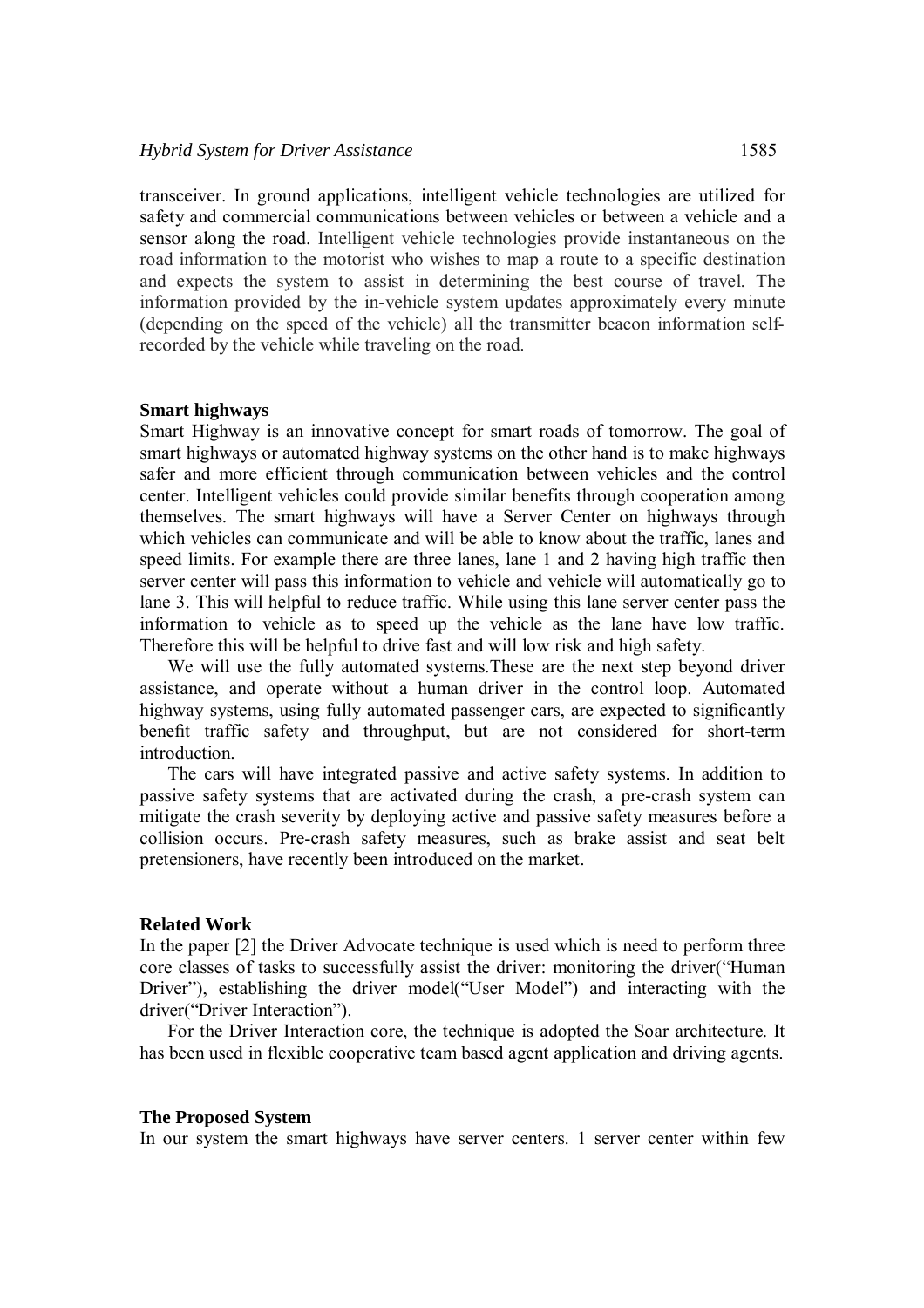transceiver. In ground applications, intelligent vehicle technologies are utilized for safety and commercial communications between vehicles or between a vehicle and a sensor along the road. Intelligent vehicle technologies provide instantaneous on the road information to the motorist who wishes to map a route to a specific destination and expects the system to assist in determining the best course of travel. The information provided by the in-vehicle system updates approximately every minute (depending on the speed of the vehicle) all the transmitter beacon information self-recorded by the vehicle while traveling on the road.

**Smart highways**

Smart Highway is an innovative concept for smart roads of tomorrow. The goal of smart highways or automated highway systems on the other hand is to make highways safer and more efficient through communication between vehicles and the control center. Intelligent vehicles could provide similar benefits through cooperation among themselves. The smart highways will have a Server Center on highways through which vehicles can communicate and will be able to know about the traffic, lanes and speed limits. For example there are three lanes, lane 1 and 2 having high traffic then server center will pass this information to vehicle and vehicle will automatically go to lane 3. This will helpful to reduce traffic. While using this lane server center pass the information to vehicle as to speed up the vehicle as the lane have low traffic. Therefore this will be helpful to drive fast and will low risk and high safety.

We will use the fully automated systems.These are the next step beyond driver assistance, and operate without a human driver in the control loop. Automated highway systems, using fully automated passenger cars, are expected to significantly benefit traffic safety and throughput, but are not considered for short-term introduction.

The cars will have integrated passive and active safety systems. In addition to passive safety systems that are activated during the crash, a pre-crash system can mitigate the crash severity by deploying active and passive safety measures before a collision occurs. Pre-crash safety measures, such as brake assist and seat belt pretensioners, have recently been introduced on the market.

**Related Work**

In the paper [2] the Driver Advocate technique is used which is need to perform three core classes of tasks to successfully assist the driver: monitoring the driver("Human Driver"), establishing the driver model("User Model") and interacting with the driver("Driver Interaction").

For the Driver Interaction core, the technique is adopted the Soar architecture. It has been used in flexible cooperative team based agent application and driving agents.

**The Proposed System**

In our system the smart highways have server centers. 1 server center within few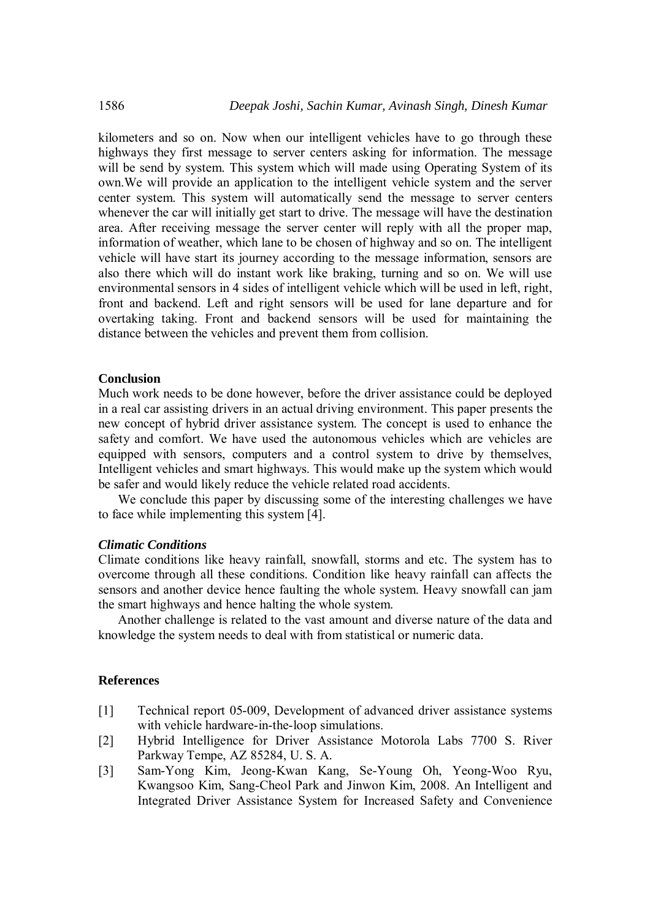kilometers and so on. Now when our intelligent vehicles have to go through these highways they first message to server centers asking for information. The message will be send by system. This system which will made using Operating System of its own.We will provide an application to the intelligent vehicle system and the server center system. This system will automatically send the message to server centers whenever the car will initially get start to drive. The message will have the destination area. After receiving message the server center will reply with all the proper map, information of weather, which lane to be chosen of highway and so on. The intelligent vehicle will have start its journey according to the message information, sensors are also there which will do instant work like braking, turning and so on. We will use environmental sensors in 4 sides of intelligent vehicle which will be used in left, right, front and backend. Left and right sensors will be used for lane departure and for overtaking taking. Front and backend sensors will be used for maintaining the distance between the vehicles and prevent them from collision.

## Conclusion

Much work needs to be done however, before the driver assistance could be deployed in a real car assisting drivers in an actual driving environment. This paper presents the new concept of hybrid driver assistance system. The concept is used to enhance the safety and comfort. We have used the autonomous vehicles which are vehicles are equipped with sensors, computers and a control system to drive by themselves, Intelligent vehicles and smart highways. This would make up the system which would be safer and would likely reduce the vehicle related road accidents.

We conclude this paper by discussing some of the interesting challenges we have to face while implementing this system [4].

### *Climatic Conditions*

Climate conditions like heavy rainfall, snowfall, storms and etc. The system has to overcome through all these conditions. Condition like heavy rainfall can affects the sensors and another device hence faulting the whole system. Heavy snowfall can jam the smart highways and hence halting the whole system.

Another challenge is related to the vast amount and diverse nature of the data and knowledge the system needs to deal with from statistical or numeric data.

## References

[1] Technical report 05-009, Development of advanced driver assistance systems with vehicle hardware-in-the-loop simulations.

[2] Hybrid Intelligence for Driver Assistance Motorola Labs 7700 S. River Parkway Tempe, AZ 85284, U. S. A.

[3] Sam-Yong Kim, Jeong-Kwan Kang, Se-Young Oh, Yeong-Woo Ryu, Kwangsoo Kim, Sang-Cheol Park and Jinwon Kim, 2008. An Intelligent and Integrated Driver Assistance System for Increased Safety and Convenience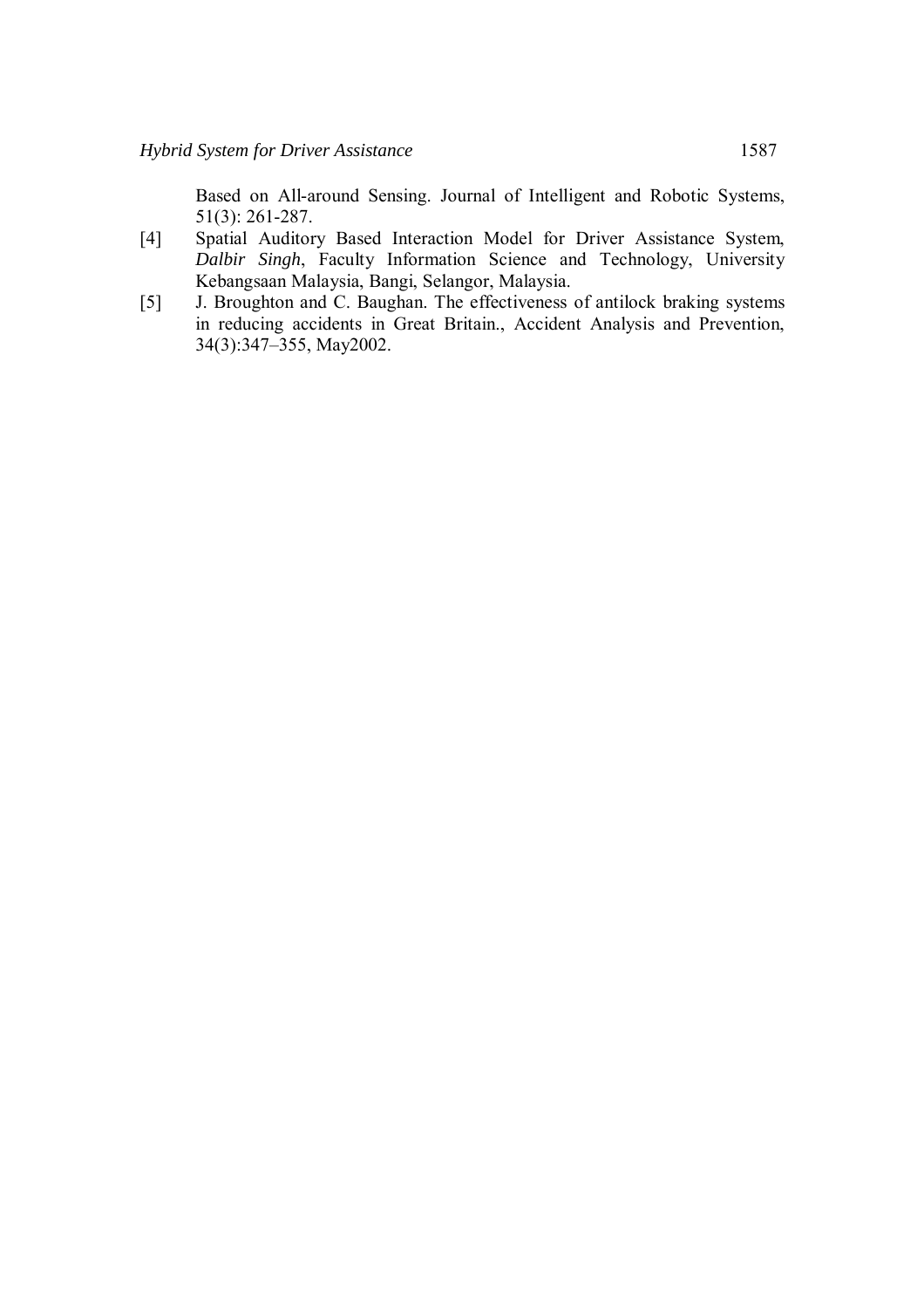Based on All-around Sensing. Journal of Intelligent and Robotic Systems, 51(3): 261-287.

[4] Spatial Auditory Based Interaction Model for Driver Assistance System, *Dalbir Singh*, Faculty Information Science and Technology, University Kebangsaan Malaysia, Bangi, Selangor, Malaysia.

[5] J. Broughton and C. Baughan. The effectiveness of antilock braking systems in reducing accidents in Great Britain., Accident Analysis and Prevention, 34(3):347–355, May2002.